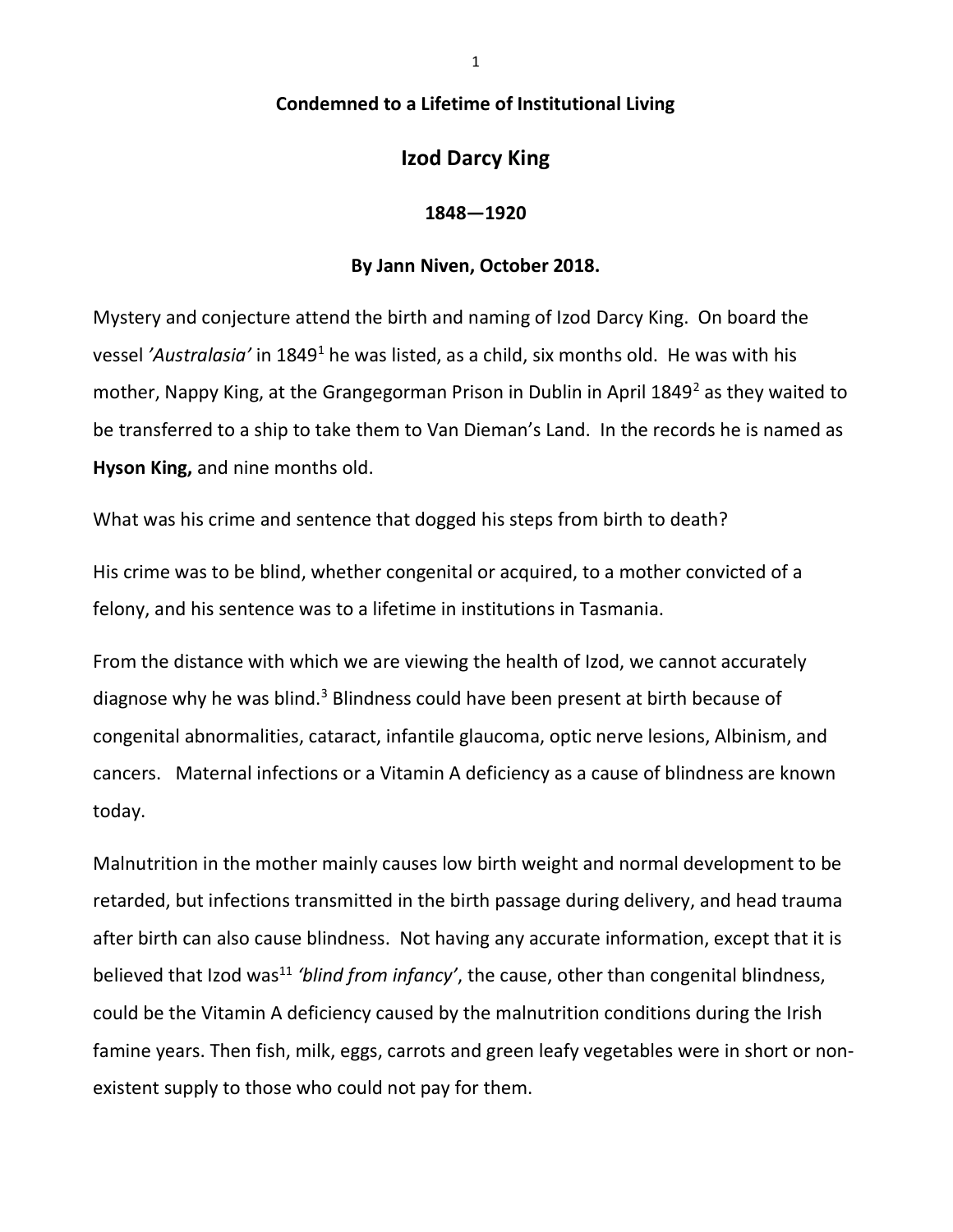**Condemned to a Lifetime of Institutional Living**

# Izod Darcy King

**1848—1920**

**By Jann Niven, October 2018.**

Mystery and conjecture attend the birth and naming of Izod Darcy King. On board the vessel *'Australasia'* in 1849[1] he was listed, as a child, six months old. He was with his mother, Nappy King, at the Grangegorman Prison in Dublin in April 1849[2] as they waited to be transferred to a ship to take them to Van Dieman's Land. In the records he is named as **Hyson King,** and nine months old.

What was his crime and sentence that dogged his steps from birth to death?

His crime was to be blind, whether congenital or acquired, to a mother convicted of a felony, and his sentence was to a lifetime in institutions in Tasmania.

From the distance with which we are viewing the health of Izod, we cannot accurately diagnose why he was blind.[3] Blindness could have been present at birth because of congenital abnormalities, cataract, infantile glaucoma, optic nerve lesions, Albinism, and cancers. Maternal infections or a Vitamin A deficiency as a cause of blindness are known today.

Malnutrition in the mother mainly causes low birth weight and normal development to be retarded, but infections transmitted in the birth passage during delivery, and head trauma after birth can also cause blindness. Not having any accurate information, except that it is believed that Izod was[11] *'blind from infancy'*, the cause, other than congenital blindness, could be the Vitamin A deficiency caused by the malnutrition conditions during the Irish famine years. Then fish, milk, eggs, carrots and green leafy vegetables were in short or non-existent supply to those who could not pay for them.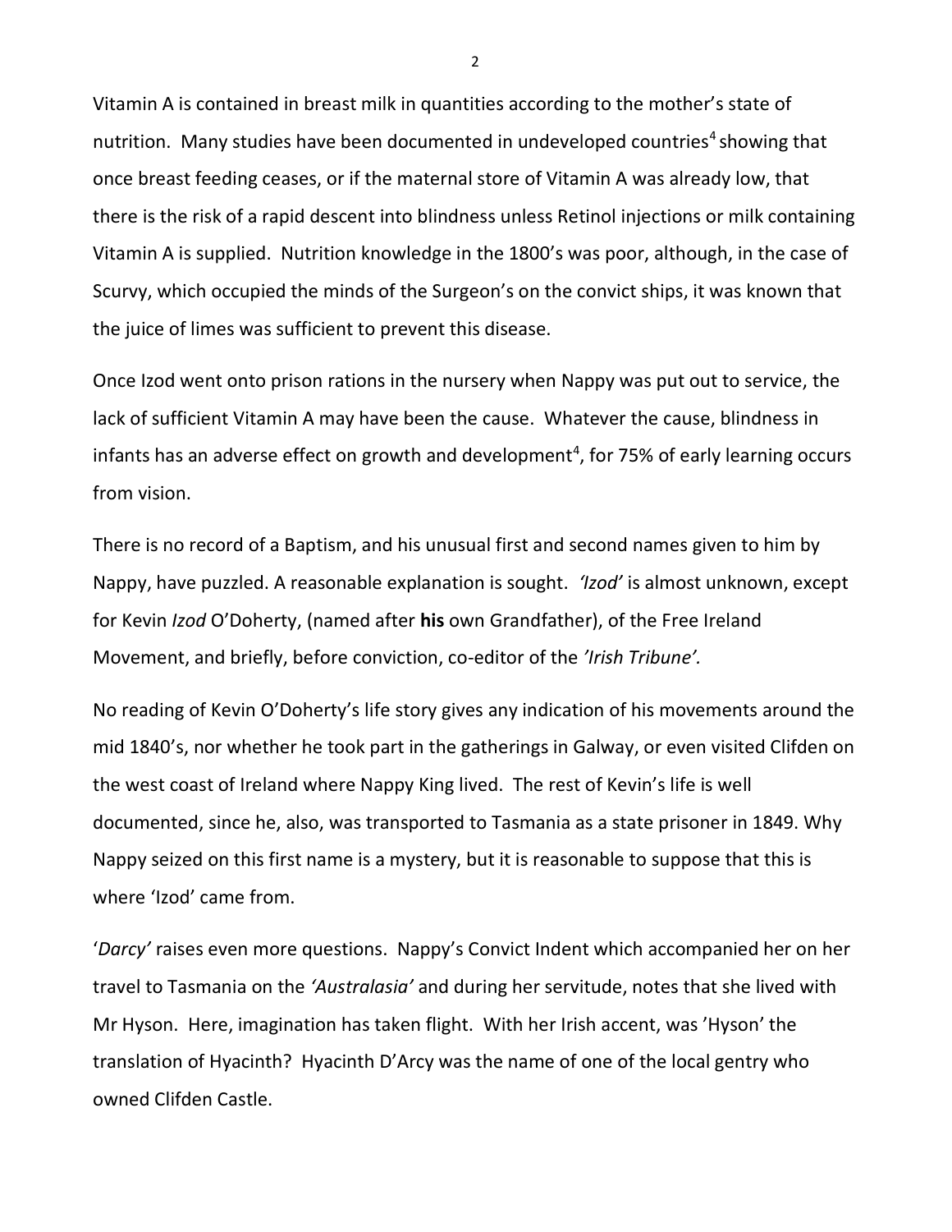Vitamin A is contained in breast milk in quantities according to the mother's state of nutrition. Many studies have been documented in undeveloped countries[4] showing that once breast feeding ceases, or if the maternal store of Vitamin A was already low, that there is the risk of a rapid descent into blindness unless Retinol injections or milk containing Vitamin A is supplied. Nutrition knowledge in the 1800's was poor, although, in the case of Scurvy, which occupied the minds of the Surgeon's on the convict ships, it was known that the juice of limes was sufficient to prevent this disease.

Once Izod went onto prison rations in the nursery when Nappy was put out to service, the lack of sufficient Vitamin A may have been the cause. Whatever the cause, blindness in infants has an adverse effect on growth and development[4], for 75% of early learning occurs from vision.

There is no record of a Baptism, and his unusual first and second names given to him by Nappy, have puzzled. A reasonable explanation is sought. *'Izod'* is almost unknown, except for Kevin *Izod* O'Doherty, (named after **his** own Grandfather), of the Free Ireland Movement, and briefly, before conviction, co-editor of the *'Irish Tribune'.*

No reading of Kevin O'Doherty's life story gives any indication of his movements around the mid 1840's, nor whether he took part in the gatherings in Galway, or even visited Clifden on the west coast of Ireland where Nappy King lived. The rest of Kevin's life is well documented, since he, also, was transported to Tasmania as a state prisoner in 1849. Why Nappy seized on this first name is a mystery, but it is reasonable to suppose that this is where 'Izod' came from.

'*Darcy'* raises even more questions. Nappy's Convict Indent which accompanied her on her travel to Tasmania on the *'Australasia'* and during her servitude, notes that she lived with Mr Hyson. Here, imagination has taken flight. With her Irish accent, was 'Hyson' the translation of Hyacinth? Hyacinth D'Arcy was the name of one of the local gentry who owned Clifden Castle.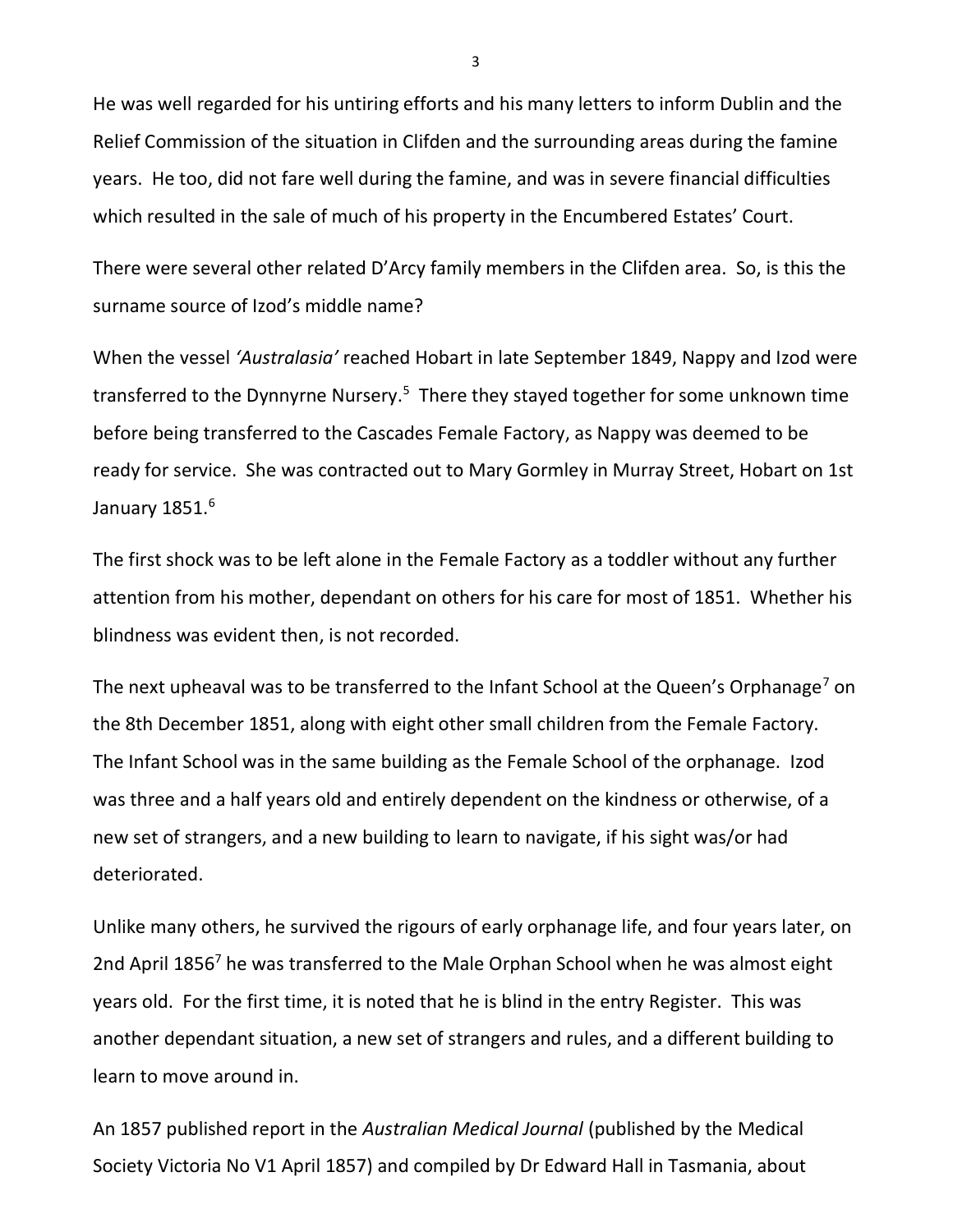He was well regarded for his untiring efforts and his many letters to inform Dublin and the Relief Commission of the situation in Clifden and the surrounding areas during the famine years. He too, did not fare well during the famine, and was in severe financial difficulties which resulted in the sale of much of his property in the Encumbered Estates' Court.

There were several other related D'Arcy family members in the Clifden area. So, is this the surname source of Izod's middle name?

When the vessel *'Australasia'* reached Hobart in late September 1849, Nappy and Izod were transferred to the Dynnyrne Nursery.[5] There they stayed together for some unknown time before being transferred to the Cascades Female Factory, as Nappy was deemed to be ready for service. She was contracted out to Mary Gormley in Murray Street, Hobart on 1st January 1851.[6]

The first shock was to be left alone in the Female Factory as a toddler without any further attention from his mother, dependant on others for his care for most of 1851. Whether his blindness was evident then, is not recorded.

The next upheaval was to be transferred to the Infant School at the Queen's Orphanage[7] on the 8th December 1851, along with eight other small children from the Female Factory. The Infant School was in the same building as the Female School of the orphanage. Izod was three and a half years old and entirely dependent on the kindness or otherwise, of a new set of strangers, and a new building to learn to navigate, if his sight was/or had deteriorated.

Unlike many others, he survived the rigours of early orphanage life, and four years later, on 2nd April 1856[7] he was transferred to the Male Orphan School when he was almost eight years old. For the first time, it is noted that he is blind in the entry Register. This was another dependant situation, a new set of strangers and rules, and a different building to learn to move around in.

An 1857 published report in the *Australian Medical Journal* (published by the Medical Society Victoria No V1 April 1857) and compiled by Dr Edward Hall in Tasmania, about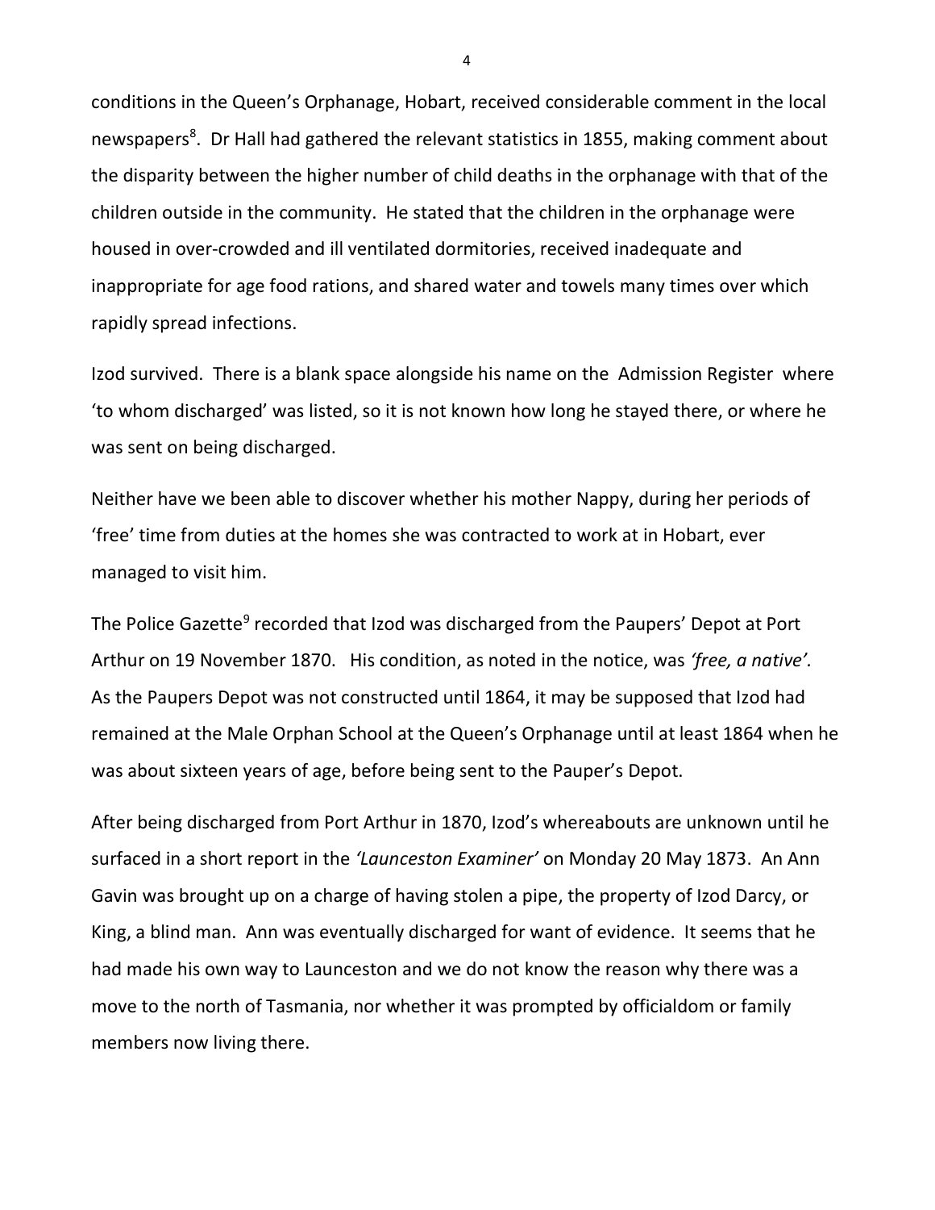conditions in the Queen's Orphanage, Hobart, received considerable comment in the local newspapers[8]. Dr Hall had gathered the relevant statistics in 1855, making comment about the disparity between the higher number of child deaths in the orphanage with that of the children outside in the community. He stated that the children in the orphanage were housed in over-crowded and ill ventilated dormitories, received inadequate and inappropriate for age food rations, and shared water and towels many times over which rapidly spread infections.

Izod survived. There is a blank space alongside his name on the Admission Register where 'to whom discharged' was listed, so it is not known how long he stayed there, or where he was sent on being discharged.

Neither have we been able to discover whether his mother Nappy, during her periods of 'free' time from duties at the homes she was contracted to work at in Hobart, ever managed to visit him.

The Police Gazette[9] recorded that Izod was discharged from the Paupers' Depot at Port Arthur on 19 November 1870. His condition, as noted in the notice, was *'free, a native'.* As the Paupers Depot was not constructed until 1864, it may be supposed that Izod had remained at the Male Orphan School at the Queen's Orphanage until at least 1864 when he was about sixteen years of age, before being sent to the Pauper's Depot.

After being discharged from Port Arthur in 1870, Izod's whereabouts are unknown until he surfaced in a short report in the *'Launceston Examiner'* on Monday 20 May 1873. An Ann Gavin was brought up on a charge of having stolen a pipe, the property of Izod Darcy, or King, a blind man. Ann was eventually discharged for want of evidence. It seems that he had made his own way to Launceston and we do not know the reason why there was a move to the north of Tasmania, nor whether it was prompted by officialdom or family members now living there.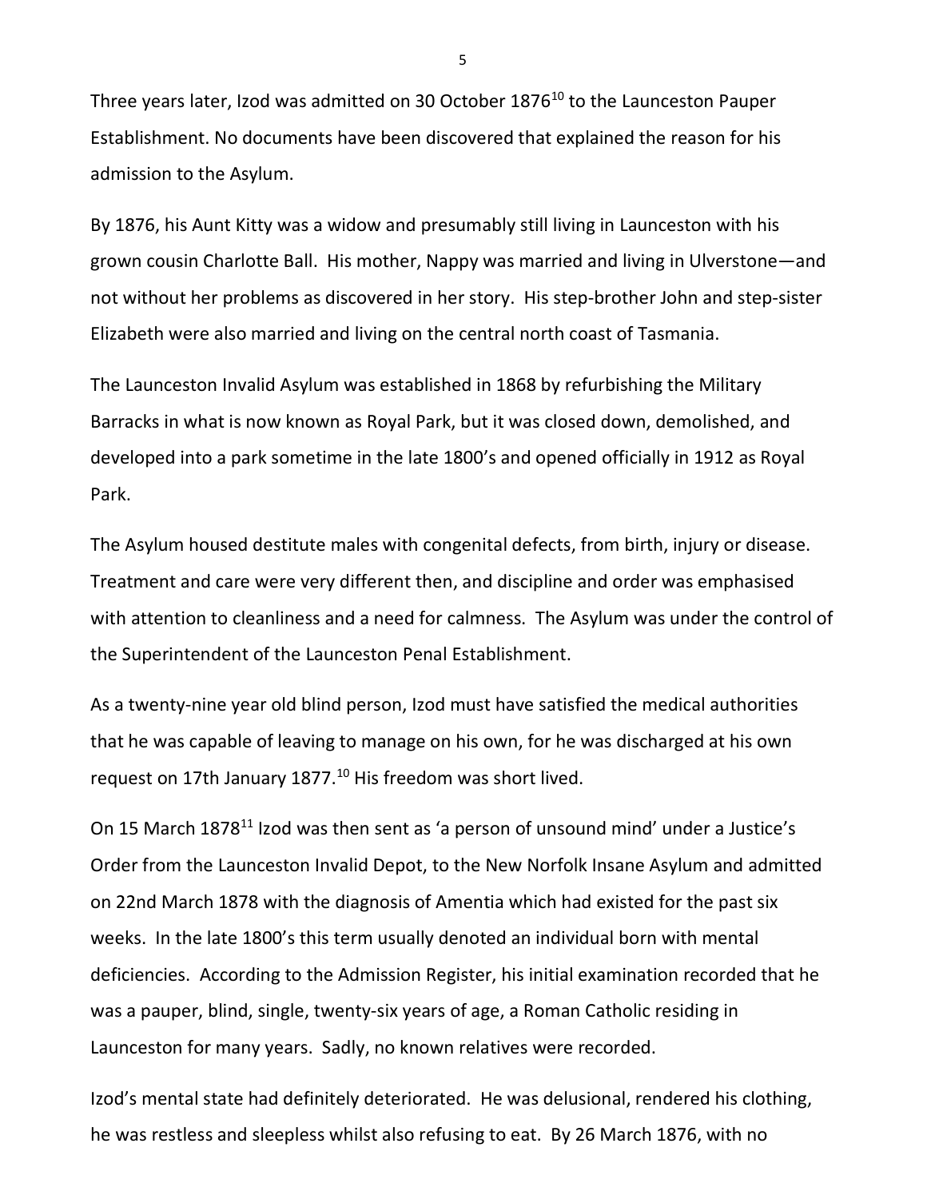Three years later, Izod was admitted on 30 October 1876[10] to the Launceston Pauper Establishment. No documents have been discovered that explained the reason for his admission to the Asylum.

By 1876, his Aunt Kitty was a widow and presumably still living in Launceston with his grown cousin Charlotte Ball. His mother, Nappy was married and living in Ulverstone—and not without her problems as discovered in her story. His step-brother John and step-sister Elizabeth were also married and living on the central north coast of Tasmania.

The Launceston Invalid Asylum was established in 1868 by refurbishing the Military Barracks in what is now known as Royal Park, but it was closed down, demolished, and developed into a park sometime in the late 1800's and opened officially in 1912 as Royal Park.

The Asylum housed destitute males with congenital defects, from birth, injury or disease. Treatment and care were very different then, and discipline and order was emphasised with attention to cleanliness and a need for calmness. The Asylum was under the control of the Superintendent of the Launceston Penal Establishment.

As a twenty-nine year old blind person, Izod must have satisfied the medical authorities that he was capable of leaving to manage on his own, for he was discharged at his own request on 17th January 1877.[10] His freedom was short lived.

On 15 March 1878[11] Izod was then sent as 'a person of unsound mind' under a Justice's Order from the Launceston Invalid Depot, to the New Norfolk Insane Asylum and admitted on 22nd March 1878 with the diagnosis of Amentia which had existed for the past six weeks. In the late 1800's this term usually denoted an individual born with mental deficiencies. According to the Admission Register, his initial examination recorded that he was a pauper, blind, single, twenty-six years of age, a Roman Catholic residing in Launceston for many years. Sadly, no known relatives were recorded.

Izod's mental state had definitely deteriorated. He was delusional, rendered his clothing, he was restless and sleepless whilst also refusing to eat. By 26 March 1876, with no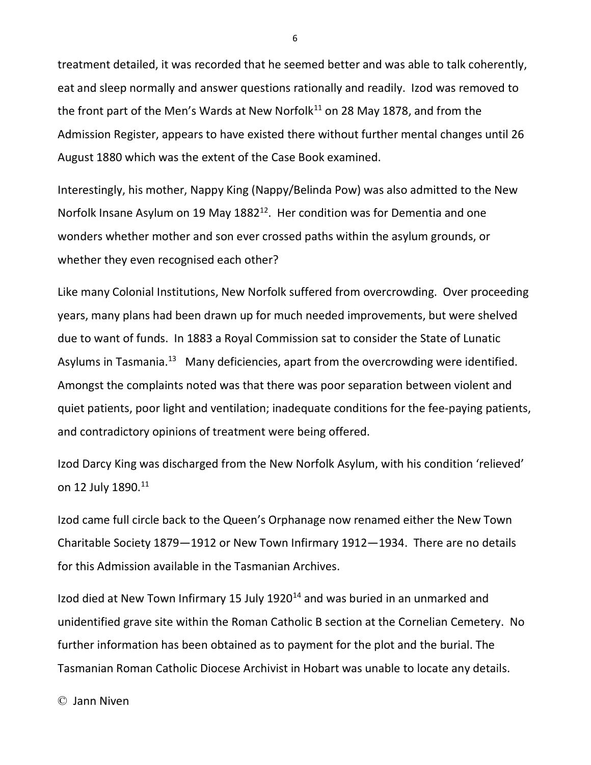treatment detailed, it was recorded that he seemed better and was able to talk coherently, eat and sleep normally and answer questions rationally and readily. Izod was removed to the front part of the Men's Wards at New Norfolk[11] on 28 May 1878, and from the Admission Register, appears to have existed there without further mental changes until 26 August 1880 which was the extent of the Case Book examined.

Interestingly, his mother, Nappy King (Nappy/Belinda Pow) was also admitted to the New Norfolk Insane Asylum on 19 May 1882[12]. Her condition was for Dementia and one wonders whether mother and son ever crossed paths within the asylum grounds, or whether they even recognised each other?

Like many Colonial Institutions, New Norfolk suffered from overcrowding. Over proceeding years, many plans had been drawn up for much needed improvements, but were shelved due to want of funds. In 1883 a Royal Commission sat to consider the State of Lunatic Asylums in Tasmania.[13] Many deficiencies, apart from the overcrowding were identified. Amongst the complaints noted was that there was poor separation between violent and quiet patients, poor light and ventilation; inadequate conditions for the fee-paying patients, and contradictory opinions of treatment were being offered.

Izod Darcy King was discharged from the New Norfolk Asylum, with his condition 'relieved' on 12 July 1890.[11]

Izod came full circle back to the Queen's Orphanage now renamed either the New Town Charitable Society 1879—1912 or New Town Infirmary 1912—1934. There are no details for this Admission available in the Tasmanian Archives.

Izod died at New Town Infirmary 15 July 1920[14] and was buried in an unmarked and unidentified grave site within the Roman Catholic B section at the Cornelian Cemetery. No further information has been obtained as to payment for the plot and the burial. The Tasmanian Roman Catholic Diocese Archivist in Hobart was unable to locate any details.

© Jann Niven